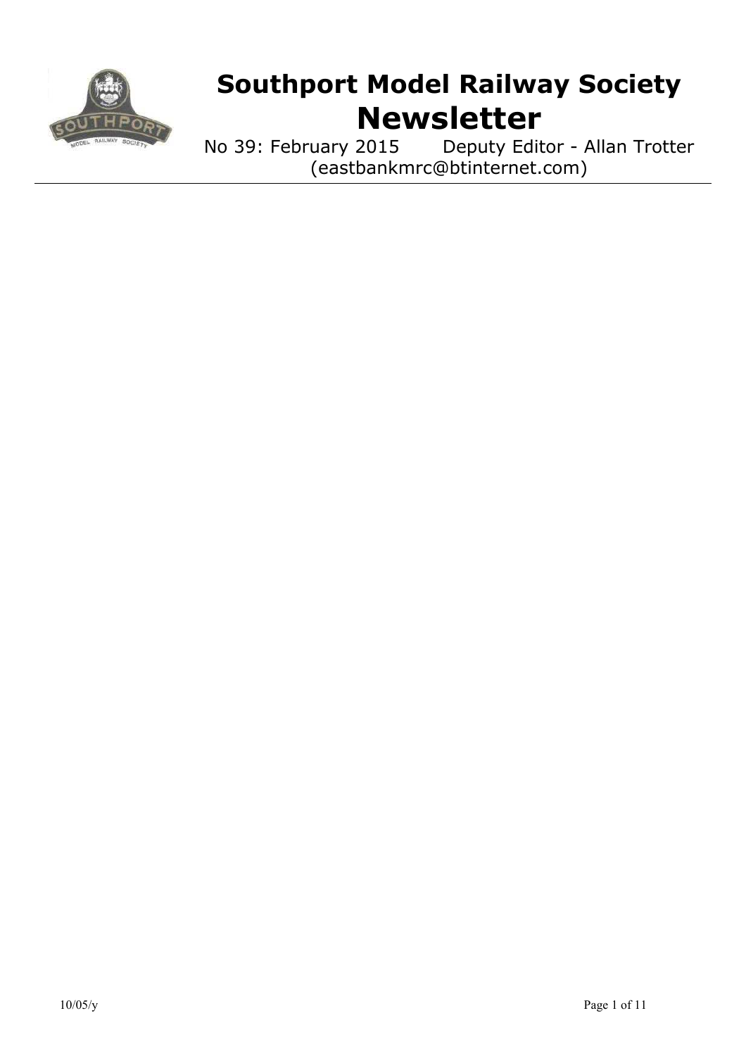# Southport Model Railway Society
# Newsletter

No 39: February 2015 Deputy Editor - Allan Trotter
(eastbankmrc@btinternet.com)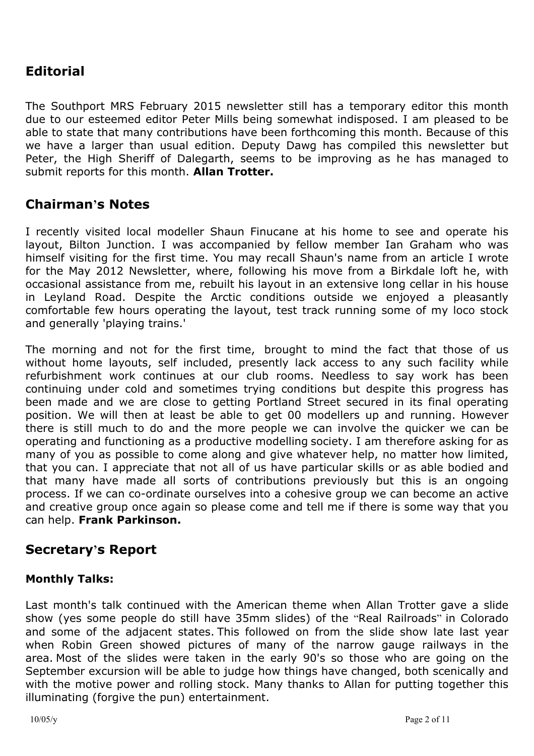## Editorial

The Southport MRS February 2015 newsletter still has a temporary editor this month due to our esteemed editor Peter Mills being somewhat indisposed. I am pleased to be able to state that many contributions have been forthcoming this month. Because of this we have a larger than usual edition. Deputy Dawg has compiled this newsletter but Peter, the High Sheriff of Dalegarth, seems to be improving as he has managed to submit reports for this month. **Allan Trotter.**

## Chairman's Notes

I recently visited local modeller Shaun Finucane at his home to see and operate his layout, Bilton Junction. I was accompanied by fellow member Ian Graham who was himself visiting for the first time. You may recall Shaun's name from an article I wrote for the May 2012 Newsletter, where, following his move from a Birkdale loft he, with occasional assistance from me, rebuilt his layout in an extensive long cellar in his house in Leyland Road. Despite the Arctic conditions outside we enjoyed a pleasantly comfortable few hours operating the layout, test track running some of my loco stock and generally 'playing trains.'

The morning and not for the first time, brought to mind the fact that those of us without home layouts, self included, presently lack access to any such facility while refurbishment work continues at our club rooms. Needless to say work has been continuing under cold and sometimes trying conditions but despite this progress has been made and we are close to getting Portland Street secured in its final operating position. We will then at least be able to get 00 modellers up and running. However there is still much to do and the more people we can involve the quicker we can be operating and functioning as a productive modelling society. I am therefore asking for as many of you as possible to come along and give whatever help, no matter how limited, that you can. I appreciate that not all of us have particular skills or as able bodied and that many have made all sorts of contributions previously but this is an ongoing process. If we can co-ordinate ourselves into a cohesive group we can become an active and creative group once again so please come and tell me if there is some way that you can help. **Frank Parkinson.**

## Secretary's Report

### Monthly Talks:

Last month's talk continued with the American theme when Allan Trotter gave a slide show (yes some people do still have 35mm slides) of the "Real Railroads" in Colorado and some of the adjacent states. This followed on from the slide show late last year when Robin Green showed pictures of many of the narrow gauge railways in the area. Most of the slides were taken in the early 90's so those who are going on the September excursion will be able to judge how things have changed, both scenically and with the motive power and rolling stock. Many thanks to Allan for putting together this illuminating (forgive the pun) entertainment.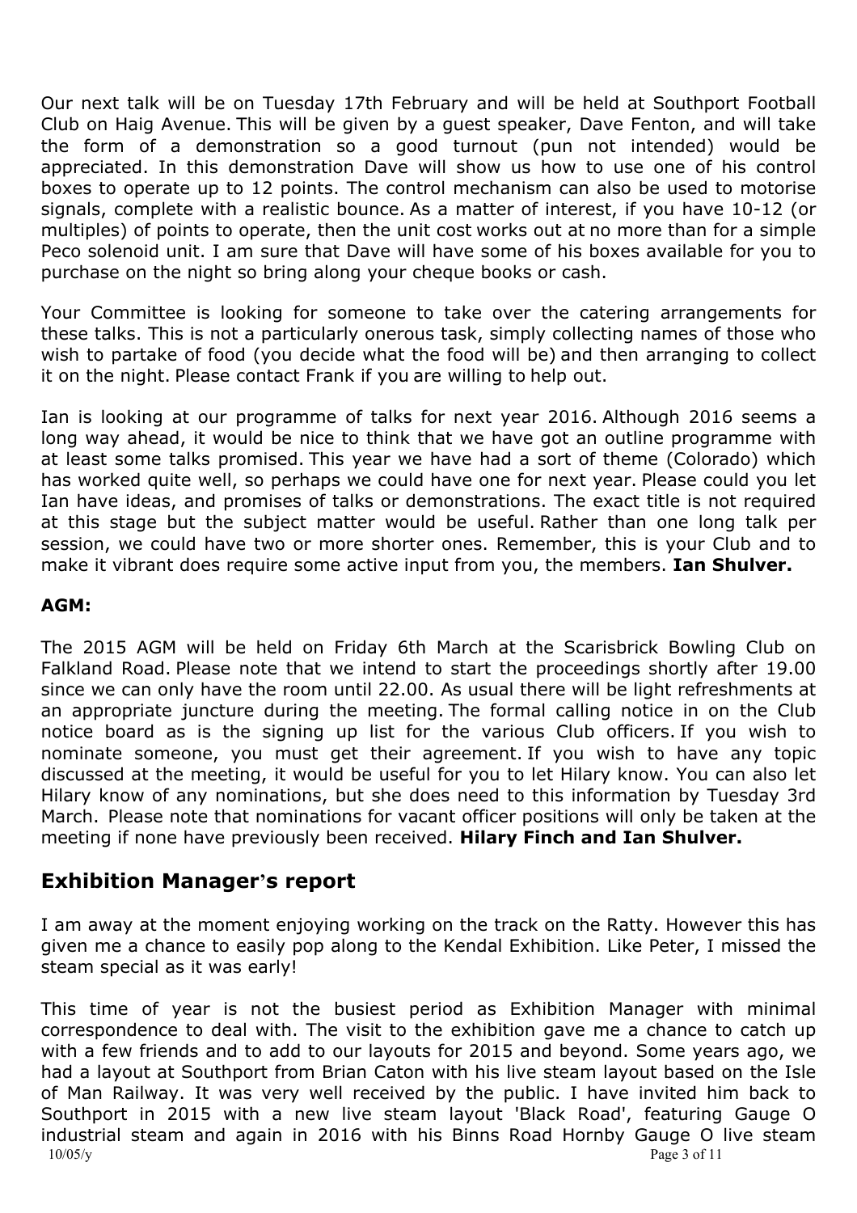Our next talk will be on Tuesday 17th February and will be held at Southport Football Club on Haig Avenue. This will be given by a guest speaker, Dave Fenton, and will take the form of a demonstration so a good turnout (pun not intended) would be appreciated. In this demonstration Dave will show us how to use one of his control boxes to operate up to 12 points. The control mechanism can also be used to motorise signals, complete with a realistic bounce. As a matter of interest, if you have 10-12 (or multiples) of points to operate, then the unit cost works out at no more than for a simple Peco solenoid unit. I am sure that Dave will have some of his boxes available for you to purchase on the night so bring along your cheque books or cash.

Your Committee is looking for someone to take over the catering arrangements for these talks. This is not a particularly onerous task, simply collecting names of those who wish to partake of food (you decide what the food will be) and then arranging to collect it on the night. Please contact Frank if you are willing to help out.

Ian is looking at our programme of talks for next year 2016. Although 2016 seems a long way ahead, it would be nice to think that we have got an outline programme with at least some talks promised. This year we have had a sort of theme (Colorado) which has worked quite well, so perhaps we could have one for next year. Please could you let Ian have ideas, and promises of talks or demonstrations. The exact title is not required at this stage but the subject matter would be useful. Rather than one long talk per session, we could have two or more shorter ones. Remember, this is your Club and to make it vibrant does require some active input from you, the members. **Ian Shulver.**

**AGM:**

The 2015 AGM will be held on Friday 6th March at the Scarisbrick Bowling Club on Falkland Road. Please note that we intend to start the proceedings shortly after 19.00 since we can only have the room until 22.00. As usual there will be light refreshments at an appropriate juncture during the meeting. The formal calling notice in on the Club notice board as is the signing up list for the various Club officers. If you wish to nominate someone, you must get their agreement. If you wish to have any topic discussed at the meeting, it would be useful for you to let Hilary know. You can also let Hilary know of any nominations, but she does need to this information by Tuesday 3rd March. Please note that nominations for vacant officer positions will only be taken at the meeting if none have previously been received. **Hilary Finch and Ian Shulver.**

## Exhibition Manager's report

I am away at the moment enjoying working on the track on the Ratty. However this has given me a chance to easily pop along to the Kendal Exhibition. Like Peter, I missed the steam special as it was early!

This time of year is not the busiest period as Exhibition Manager with minimal correspondence to deal with. The visit to the exhibition gave me a chance to catch up with a few friends and to add to our layouts for 2015 and beyond. Some years ago, we had a layout at Southport from Brian Caton with his live steam layout based on the Isle of Man Railway. It was very well received by the public. I have invited him back to Southport in 2015 with a new live steam layout 'Black Road', featuring Gauge O industrial steam and again in 2016 with his Binns Road Hornby Gauge O live steam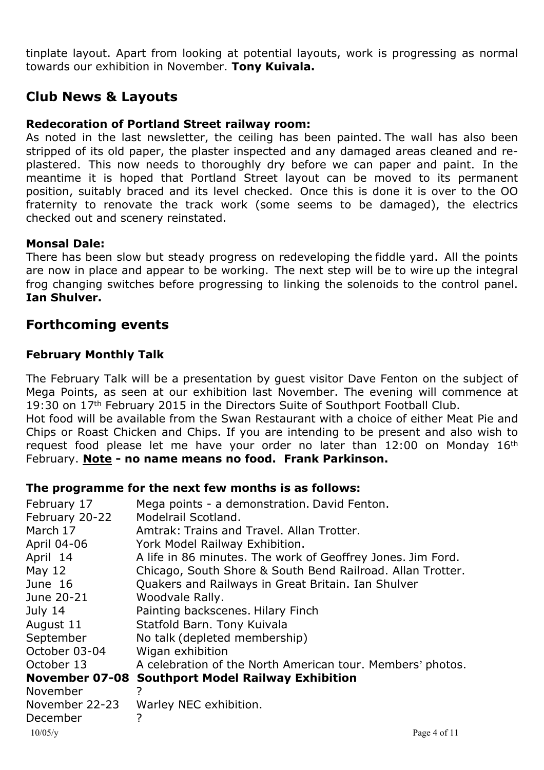tinplate layout. Apart from looking at potential layouts, work is progressing as normal towards our exhibition in November. **Tony Kuivala.**

## Club News & Layouts

**Redecoration of Portland Street railway room:**
As noted in the last newsletter, the ceiling has been painted. The wall has also been stripped of its old paper, the plaster inspected and any damaged areas cleaned and re-plastered. This now needs to thoroughly dry before we can paper and paint. In the meantime it is hoped that Portland Street layout can be moved to its permanent position, suitably braced and its level checked. Once this is done it is over to the OO fraternity to renovate the track work (some seems to be damaged), the electrics checked out and scenery reinstated.

**Monsal Dale:**
There has been slow but steady progress on redeveloping the fiddle yard. All the points are now in place and appear to be working. The next step will be to wire up the integral frog changing switches before progressing to linking the solenoids to the control panel. **Ian Shulver.**

## Forthcoming events

### February Monthly Talk

The February Talk will be a presentation by guest visitor Dave Fenton on the subject of Mega Points, as seen at our exhibition last November. The evening will commence at 19:30 on 17th February 2015 in the Directors Suite of Southport Football Club.
Hot food will be available from the Swan Restaurant with a choice of either Meat Pie and Chips or Roast Chicken and Chips. If you are intending to be present and also wish to request food please let me have your order no later than 12:00 on Monday 16th February. **Note - no name means no food. Frank Parkinson.**

**The programme for the next few months is as follows:**

| | |
|---|---|
| February 17 | Mega points - a demonstration. David Fenton. |
| February 20-22 | Modelrail Scotland. |
| March 17 | Amtrak: Trains and Travel. Allan Trotter. |
| April 04-06 | York Model Railway Exhibition. |
| April 14 | A life in 86 minutes. The work of Geoffrey Jones. Jim Ford. |
| May 12 | Chicago, South Shore & South Bend Railroad. Allan Trotter. |
| June 16 | Quakers and Railways in Great Britain. Ian Shulver |
| June 20-21 | Woodvale Rally. |
| July 14 | Painting backscenes. Hilary Finch |
| August 11 | Statfold Barn. Tony Kuivala |
| September | No talk (depleted membership) |
| October 03-04 | Wigan exhibition |
| October 13 | A celebration of the North American tour. Members' photos. |
| **November 07-08** | **Southport Model Railway Exhibition** |
| November | ? |
| November 22-23 | Warley NEC exhibition. |
| December | ? |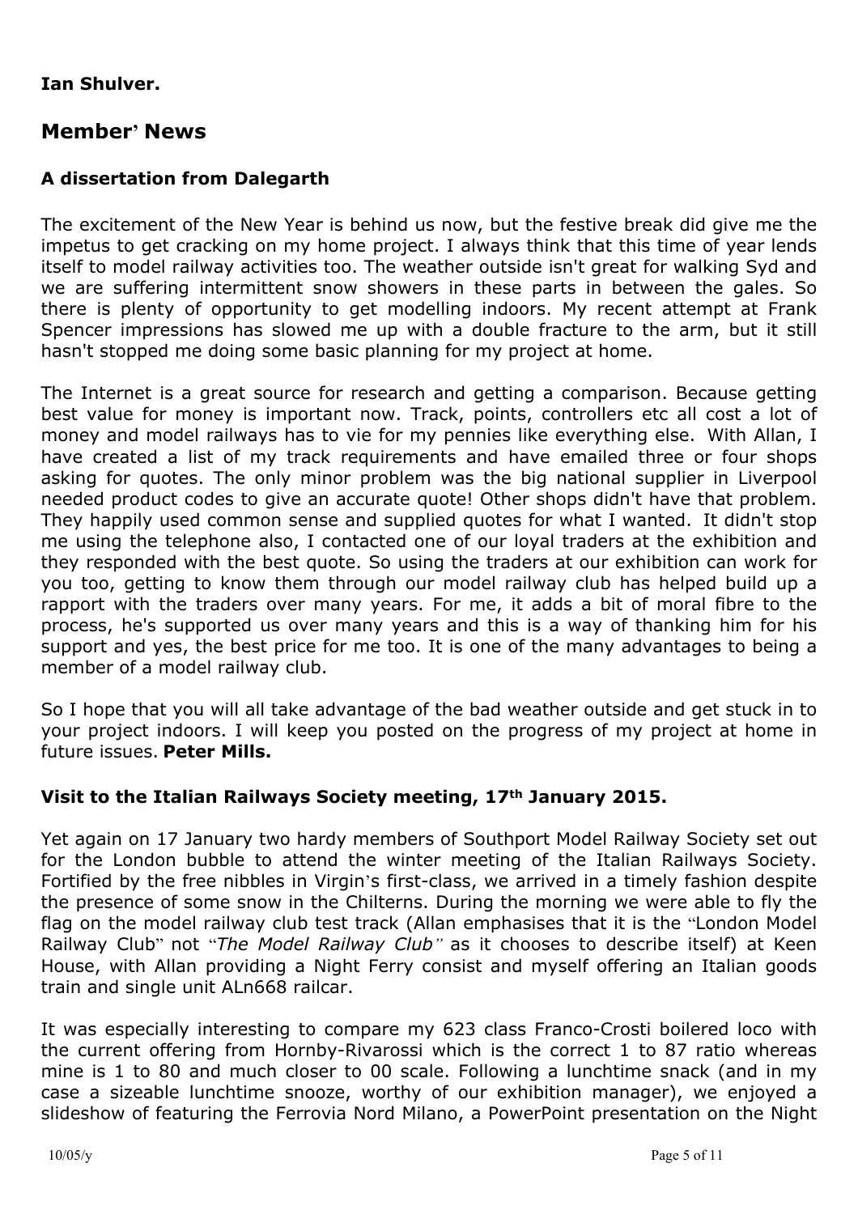**Ian Shulver.**

## Member' News

### A dissertation from Dalegarth

The excitement of the New Year is behind us now, but the festive break did give me the impetus to get cracking on my home project. I always think that this time of year lends itself to model railway activities too. The weather outside isn't great for walking Syd and we are suffering intermittent snow showers in these parts in between the gales. So there is plenty of opportunity to get modelling indoors. My recent attempt at Frank Spencer impressions has slowed me up with a double fracture to the arm, but it still hasn't stopped me doing some basic planning for my project at home.

The Internet is a great source for research and getting a comparison. Because getting best value for money is important now. Track, points, controllers etc all cost a lot of money and model railways has to vie for my pennies like everything else. With Allan, I have created a list of my track requirements and have emailed three or four shops asking for quotes. The only minor problem was the big national supplier in Liverpool needed product codes to give an accurate quote! Other shops didn't have that problem. They happily used common sense and supplied quotes for what I wanted. It didn't stop me using the telephone also, I contacted one of our loyal traders at the exhibition and they responded with the best quote. So using the traders at our exhibition can work for you too, getting to know them through our model railway club has helped build up a rapport with the traders over many years. For me, it adds a bit of moral fibre to the process, he's supported us over many years and this is a way of thanking him for his support and yes, the best price for me too. It is one of the many advantages to being a member of a model railway club.

So I hope that you will all take advantage of the bad weather outside and get stuck in to your project indoors. I will keep you posted on the progress of my project at home in future issues. **Peter Mills.**

### Visit to the Italian Railways Society meeting, 17th January 2015.

Yet again on 17 January two hardy members of Southport Model Railway Society set out for the London bubble to attend the winter meeting of the Italian Railways Society. Fortified by the free nibbles in Virgin's first-class, we arrived in a timely fashion despite the presence of some snow in the Chilterns. During the morning we were able to fly the flag on the model railway club test track (Allan emphasises that it is the "London Model Railway Club" not "*The Model Railway Club*" as it chooses to describe itself) at Keen House, with Allan providing a Night Ferry consist and myself offering an Italian goods train and single unit ALn668 railcar.

It was especially interesting to compare my 623 class Franco-Crosti boilered loco with the current offering from Hornby-Rivarossi which is the correct 1 to 87 ratio whereas mine is 1 to 80 and much closer to 00 scale. Following a lunchtime snack (and in my case a sizeable lunchtime snooze, worthy of our exhibition manager), we enjoyed a slideshow of featuring the Ferrovia Nord Milano, a PowerPoint presentation on the Night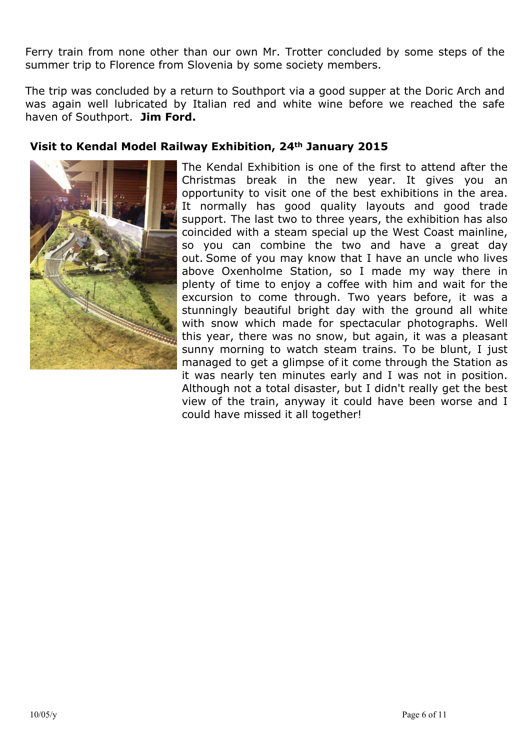Ferry train from none other than our own Mr. Trotter concluded by some steps of the summer trip to Florence from Slovenia by some society members.

The trip was concluded by a return to Southport via a good supper at the Doric Arch and was again well lubricated by Italian red and white wine before we reached the safe haven of Southport. **Jim Ford.**

### Visit to Kendal Model Railway Exhibition, 24th January 2015

The Kendal Exhibition is one of the first to attend after the Christmas break in the new year. It gives you an opportunity to visit one of the best exhibitions in the area. It normally has good quality layouts and good trade support. The last two to three years, the exhibition has also coincided with a steam special up the West Coast mainline, so you can combine the two and have a great day out. Some of you may know that I have an uncle who lives above Oxenholme Station, so I made my way there in plenty of time to enjoy a coffee with him and wait for the excursion to come through. Two years before, it was a stunningly beautiful bright day with the ground all white with snow which made for spectacular photographs. Well this year, there was no snow, but again, it was a pleasant sunny morning to watch steam trains. To be blunt, I just managed to get a glimpse of it come through the Station as it was nearly ten minutes early and I was not in position. Although not a total disaster, but I didn't really get the best view of the train, anyway it could have been worse and I could have missed it all together!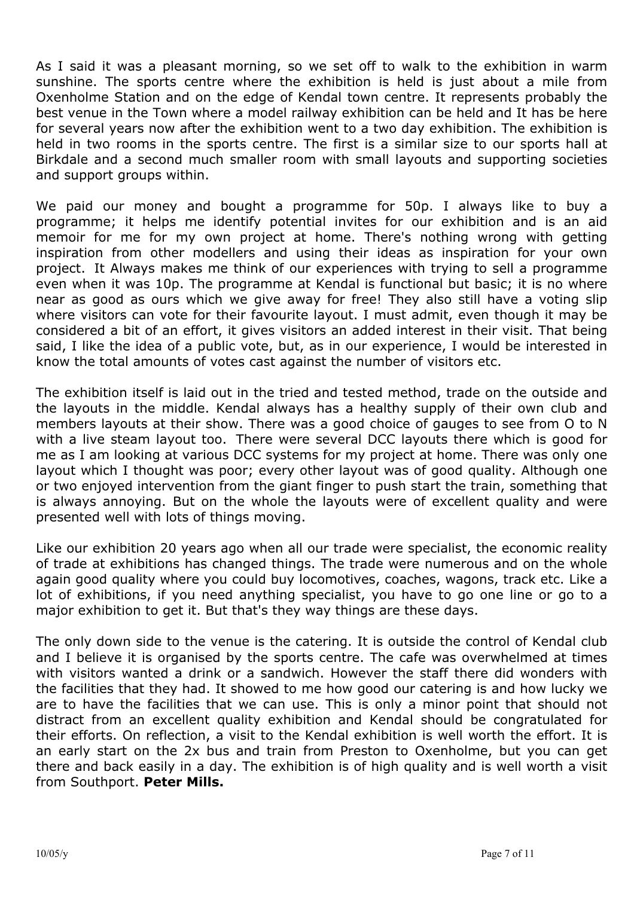As I said it was a pleasant morning, so we set off to walk to the exhibition in warm sunshine. The sports centre where the exhibition is held is just about a mile from Oxenholme Station and on the edge of Kendal town centre. It represents probably the best venue in the Town where a model railway exhibition can be held and It has be here for several years now after the exhibition went to a two day exhibition. The exhibition is held in two rooms in the sports centre. The first is a similar size to our sports hall at Birkdale and a second much smaller room with small layouts and supporting societies and support groups within.

We paid our money and bought a programme for 50p. I always like to buy a programme; it helps me identify potential invites for our exhibition and is an aid memoir for me for my own project at home. There's nothing wrong with getting inspiration from other modellers and using their ideas as inspiration for your own project. It Always makes me think of our experiences with trying to sell a programme even when it was 10p. The programme at Kendal is functional but basic; it is no where near as good as ours which we give away for free! They also still have a voting slip where visitors can vote for their favourite layout. I must admit, even though it may be considered a bit of an effort, it gives visitors an added interest in their visit. That being said, I like the idea of a public vote, but, as in our experience, I would be interested in know the total amounts of votes cast against the number of visitors etc.

The exhibition itself is laid out in the tried and tested method, trade on the outside and the layouts in the middle. Kendal always has a healthy supply of their own club and members layouts at their show. There was a good choice of gauges to see from O to N with a live steam layout too. There were several DCC layouts there which is good for me as I am looking at various DCC systems for my project at home. There was only one layout which I thought was poor; every other layout was of good quality. Although one or two enjoyed intervention from the giant finger to push start the train, something that is always annoying. But on the whole the layouts were of excellent quality and were presented well with lots of things moving.

Like our exhibition 20 years ago when all our trade were specialist, the economic reality of trade at exhibitions has changed things. The trade were numerous and on the whole again good quality where you could buy locomotives, coaches, wagons, track etc. Like a lot of exhibitions, if you need anything specialist, you have to go one line or go to a major exhibition to get it. But that's they way things are these days.

The only down side to the venue is the catering. It is outside the control of Kendal club and I believe it is organised by the sports centre. The cafe was overwhelmed at times with visitors wanted a drink or a sandwich. However the staff there did wonders with the facilities that they had. It showed to me how good our catering is and how lucky we are to have the facilities that we can use. This is only a minor point that should not distract from an excellent quality exhibition and Kendal should be congratulated for their efforts. On reflection, a visit to the Kendal exhibition is well worth the effort. It is an early start on the 2x bus and train from Preston to Oxenholme, but you can get there and back easily in a day. The exhibition is of high quality and is well worth a visit from Southport. **Peter Mills.**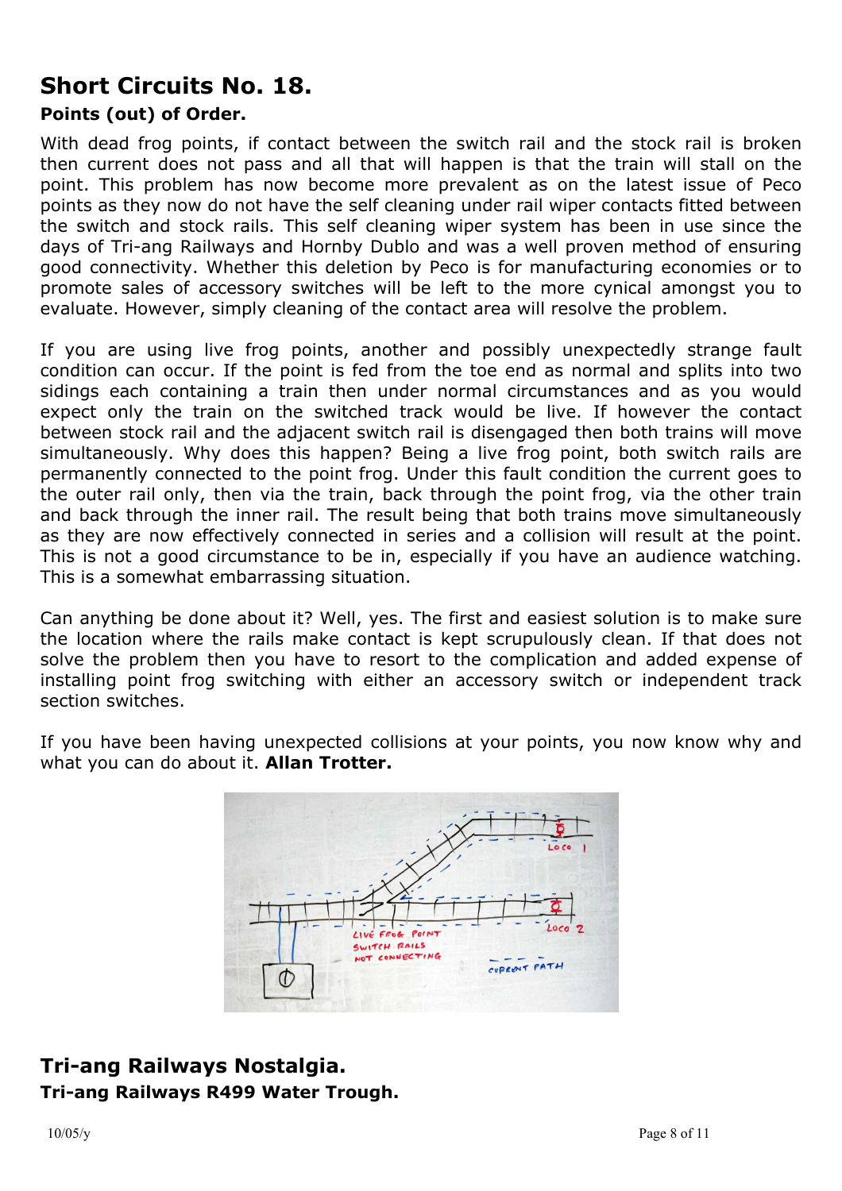## Short Circuits No. 18.

### Points (out) of Order.

With dead frog points, if contact between the switch rail and the stock rail is broken then current does not pass and all that will happen is that the train will stall on the point. This problem has now become more prevalent as on the latest issue of Peco points as they now do not have the self cleaning under rail wiper contacts fitted between the switch and stock rails. This self cleaning wiper system has been in use since the days of Tri-ang Railways and Hornby Dublo and was a well proven method of ensuring good connectivity. Whether this deletion by Peco is for manufacturing economies or to promote sales of accessory switches will be left to the more cynical amongst you to evaluate. However, simply cleaning of the contact area will resolve the problem.

If you are using live frog points, another and possibly unexpectedly strange fault condition can occur. If the point is fed from the toe end as normal and splits into two sidings each containing a train then under normal circumstances and as you would expect only the train on the switched track would be live. If however the contact between stock rail and the adjacent switch rail is disengaged then both trains will move simultaneously. Why does this happen? Being a live frog point, both switch rails are permanently connected to the point frog. Under this fault condition the current goes to the outer rail only, then via the train, back through the point frog, via the other train and back through the inner rail. The result being that both trains move simultaneously as they are now effectively connected in series and a collision will result at the point. This is not a good circumstance to be in, especially if you have an audience watching. This is a somewhat embarrassing situation.

Can anything be done about it? Well, yes. The first and easiest solution is to make sure the location where the rails make contact is kept scrupulously clean. If that does not solve the problem then you have to resort to the complication and added expense of installing point frog switching with either an accessory switch or independent track section switches.

If you have been having unexpected collisions at your points, you now know why and what you can do about it. **Allan Trotter.**

## Tri-ang Railways Nostalgia.

### Tri-ang Railways R499 Water Trough.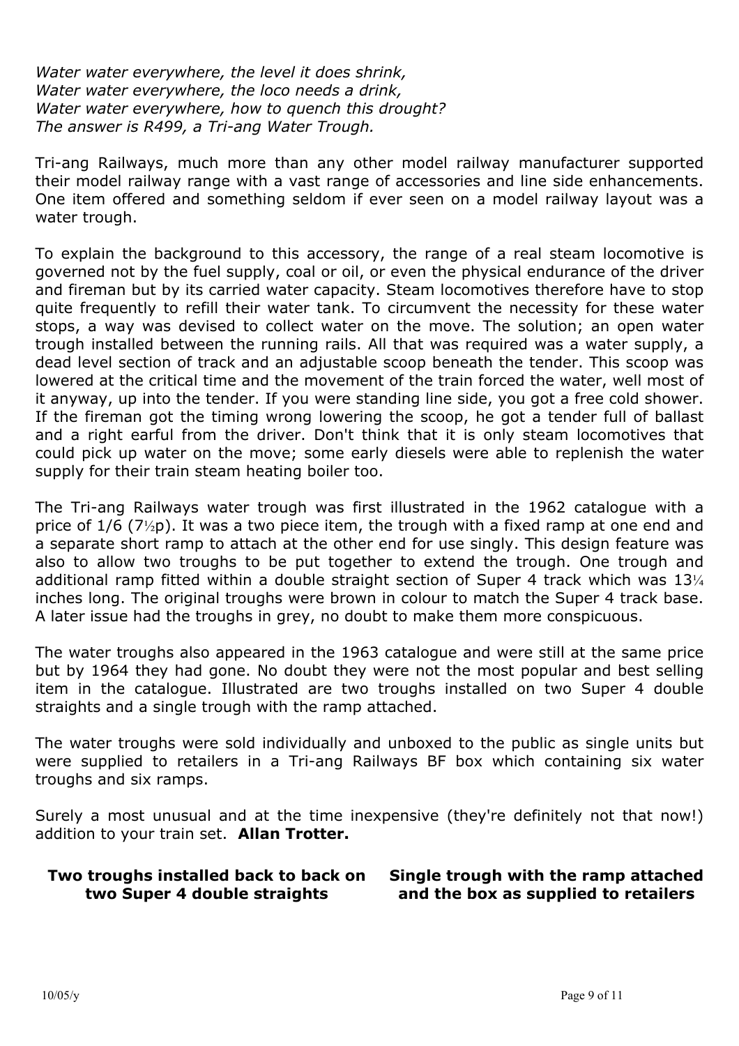*Water water everywhere, the level it does shrink,*
*Water water everywhere, the loco needs a drink,*
*Water water everywhere, how to quench this drought?*
*The answer is R499, a Tri-ang Water Trough.*

Tri-ang Railways, much more than any other model railway manufacturer supported their model railway range with a vast range of accessories and line side enhancements. One item offered and something seldom if ever seen on a model railway layout was a water trough.

To explain the background to this accessory, the range of a real steam locomotive is governed not by the fuel supply, coal or oil, or even the physical endurance of the driver and fireman but by its carried water capacity. Steam locomotives therefore have to stop quite frequently to refill their water tank. To circumvent the necessity for these water stops, a way was devised to collect water on the move. The solution; an open water trough installed between the running rails. All that was required was a water supply, a dead level section of track and an adjustable scoop beneath the tender. This scoop was lowered at the critical time and the movement of the train forced the water, well most of it anyway, up into the tender. If you were standing line side, you got a free cold shower. If the fireman got the timing wrong lowering the scoop, he got a tender full of ballast and a right earful from the driver. Don't think that it is only steam locomotives that could pick up water on the move; some early diesels were able to replenish the water supply for their train steam heating boiler too.

The Tri-ang Railways water trough was first illustrated in the 1962 catalogue with a price of 1/6 (7½p). It was a two piece item, the trough with a fixed ramp at one end and a separate short ramp to attach at the other end for use singly. This design feature was also to allow two troughs to be put together to extend the trough. One trough and additional ramp fitted within a double straight section of Super 4 track which was 13¼ inches long. The original troughs were brown in colour to match the Super 4 track base. A later issue had the troughs in grey, no doubt to make them more conspicuous.

The water troughs also appeared in the 1963 catalogue and were still at the same price but by 1964 they had gone. No doubt they were not the most popular and best selling item in the catalogue. Illustrated are two troughs installed on two Super 4 double straights and a single trough with the ramp attached.

The water troughs were sold individually and unboxed to the public as single units but were supplied to retailers in a Tri-ang Railways BF box which containing six water troughs and six ramps.

Surely a most unusual and at the time inexpensive (they're definitely not that now!) addition to your train set. **Allan Trotter.**

**Two troughs installed back to back on two Super 4 double straights**

**Single trough with the ramp attached and the box as supplied to retailers**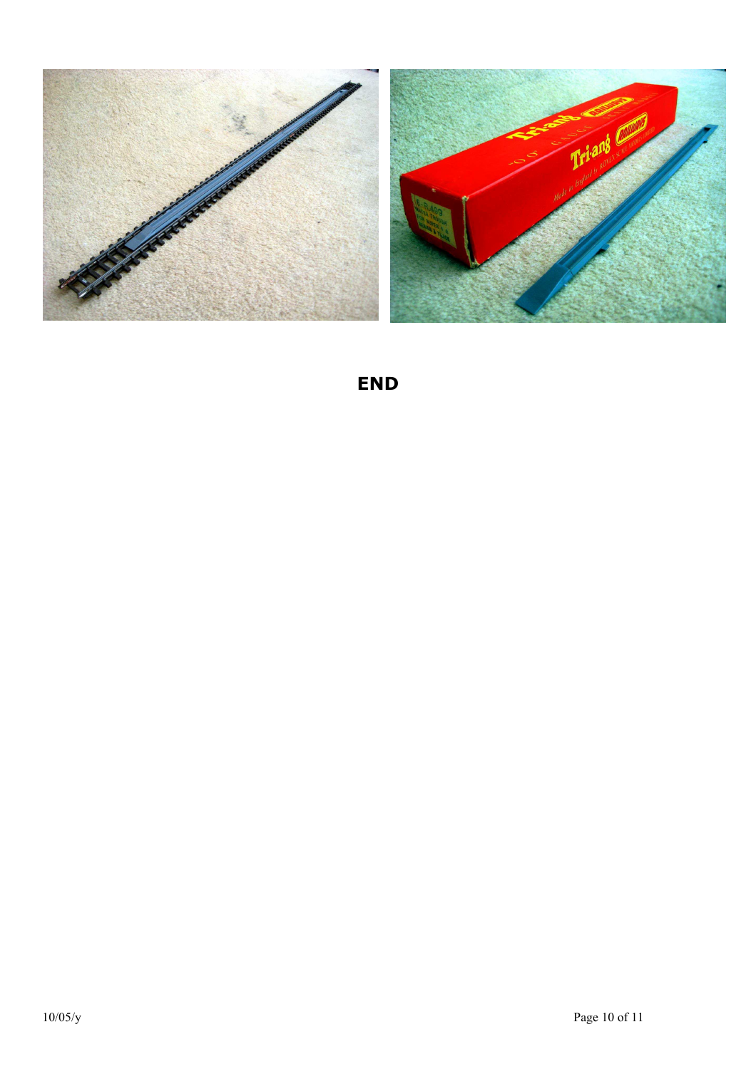**END**